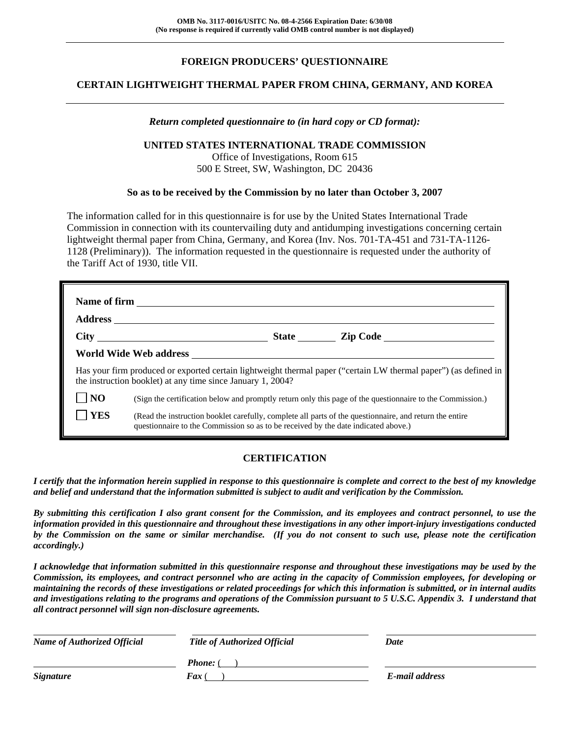**OMB No. 3117-0016/USITC No. 08-4-2566 Expiration Date: 6/30/08**
**(No response is required if currently valid OMB control number is not displayed)**

# FOREIGN PRODUCERS' QUESTIONNAIRE

## CERTAIN LIGHTWEIGHT THERMAL PAPER FROM CHINA, GERMANY, AND KOREA

***Return completed questionnaire to (in hard copy or CD format):***

**UNITED STATES INTERNATIONAL TRADE COMMISSION**
Office of Investigations, Room 615
500 E Street, SW, Washington, DC 20436

**So as to be received by the Commission by no later than October 3, 2007**

The information called for in this questionnaire is for use by the United States International Trade Commission in connection with its countervailing duty and antidumping investigations concerning certain lightweight thermal paper from China, Germany, and Korea (Inv. Nos. 701-TA-451 and 731-TA-1126-1128 (Preliminary)). The information requested in the questionnaire is requested under the authority of the Tariff Act of 1930, title VII.

**Name of firm** ______________________________

**Address** ______________________________

**City** ______________ **State** ________ **Zip Code** ______________

**World Wide Web address** ______________________________

Has your firm produced or exported certain lightweight thermal paper ("certain LW thermal paper") (as defined in the instruction booklet) at any time since January 1, 2004?

☐ **NO** (Sign the certification below and promptly return only this page of the questionnaire to the Commission.)

☐ **YES** (Read the instruction booklet carefully, complete all parts of the questionnaire, and return the entire questionnaire to the Commission so as to be received by the date indicated above.)

## CERTIFICATION

***I certify that the information herein supplied in response to this questionnaire is complete and correct to the best of my knowledge and belief and understand that the information submitted is subject to audit and verification by the Commission.***

***By submitting this certification I also grant consent for the Commission, and its employees and contract personnel, to use the information provided in this questionnaire and throughout these investigations in any other import-injury investigations conducted by the Commission on the same or similar merchandise. (If you do not consent to such use, please note the certification accordingly.)***

***I acknowledge that information submitted in this questionnaire response and throughout these investigations may be used by the Commission, its employees, and contract personnel who are acting in the capacity of Commission employees, for developing or maintaining the records of these investigations or related proceedings for which this information is submitted, or in internal audits and investigations relating to the programs and operations of the Commission pursuant to 5 U.S.C. Appendix 3. I understand that all contract personnel will sign non-disclosure agreements.***

| ______________________ | ______________________ | ______________________ |
|---|---|---|
| ***Name of Authorized Official*** | ***Title of Authorized Official*** | ***Date*** |
| ______________________ | ***Phone:*** ( ) ______________ | ______________________ |
| ***Signature*** | ***Fax*** ( ) ______________ | ***E-mail address*** |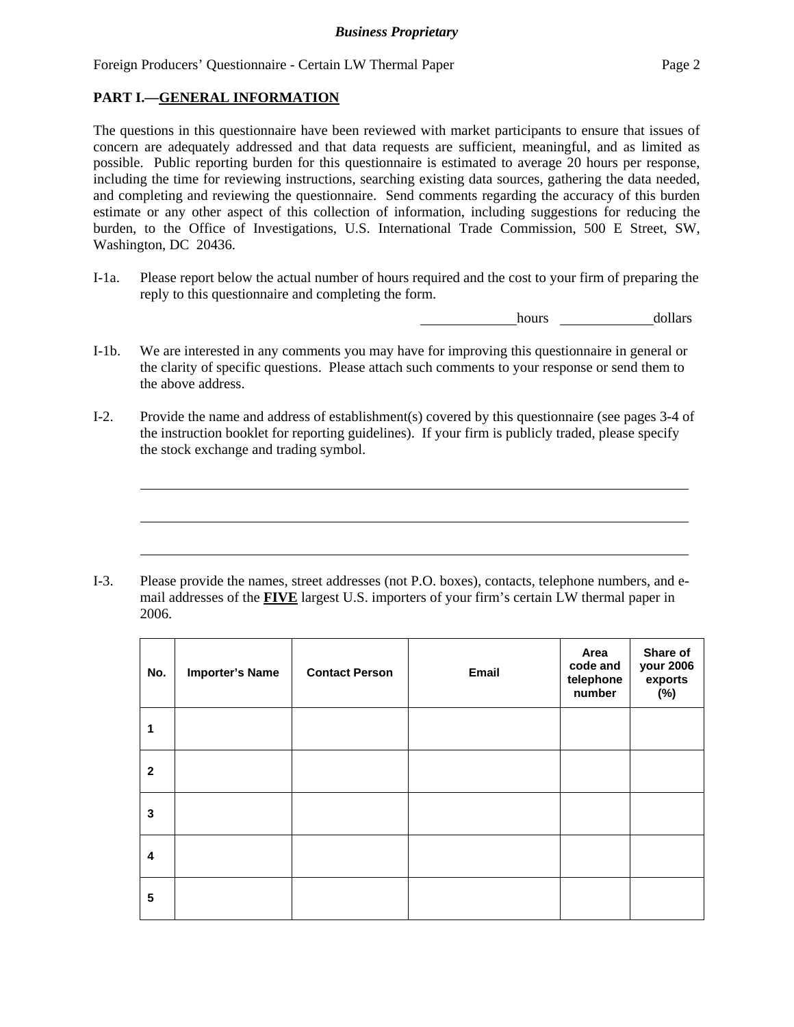## PART I.—GENERAL INFORMATION

The questions in this questionnaire have been reviewed with market participants to ensure that issues of concern are adequately addressed and that data requests are sufficient, meaningful, and as limited as possible. Public reporting burden for this questionnaire is estimated to average 20 hours per response, including the time for reviewing instructions, searching existing data sources, gathering the data needed, and completing and reviewing the questionnaire. Send comments regarding the accuracy of this burden estimate or any other aspect of this collection of information, including suggestions for reducing the burden, to the Office of Investigations, U.S. International Trade Commission, 500 E Street, SW, Washington, DC 20436.

I-1a. Please report below the actual number of hours required and the cost to your firm of preparing the reply to this questionnaire and completing the form.

______________hours ______________dollars

I-1b. We are interested in any comments you may have for improving this questionnaire in general or the clarity of specific questions. Please attach such comments to your response or send them to the above address.

I-2. Provide the name and address of establishment(s) covered by this questionnaire (see pages 3-4 of the instruction booklet for reporting guidelines). If your firm is publicly traded, please specify the stock exchange and trading symbol.

________________________________________________________________________________

________________________________________________________________________________

________________________________________________________________________________

I-3. Please provide the names, street addresses (not P.O. boxes), contacts, telephone numbers, and e-mail addresses of the **FIVE** largest U.S. importers of your firm's certain LW thermal paper in 2006.

| No. | Importer's Name | Contact Person | Email | Area code and telephone number | Share of your 2006 exports (%) |
|---|---|---|---|---|---|
| 1 | | | | | |
| 2 | | | | | |
| 3 | | | | | |
| 4 | | | | | |
| 5 | | | | | |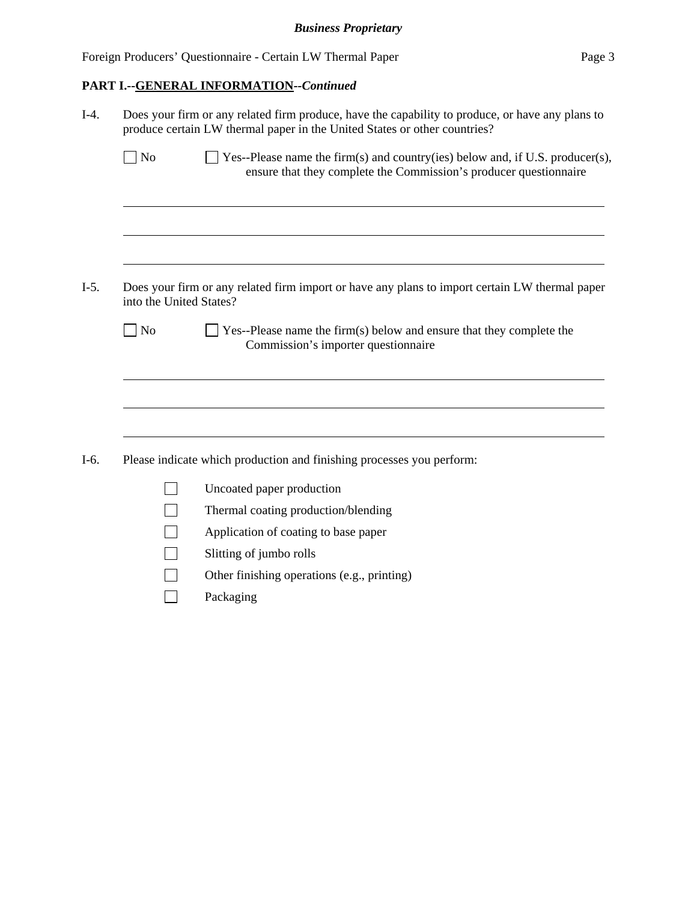## PART I.--GENERAL INFORMATION--*Continued*

I-4. Does your firm or any related firm produce, have the capability to produce, or have any plans to produce certain LW thermal paper in the United States or other countries?

☐ No ☐ Yes--Please name the firm(s) and country(ies) below and, if U.S. producer(s), ensure that they complete the Commission's producer questionnaire

______________________________________________________________________

______________________________________________________________________

______________________________________________________________________

I-5. Does your firm or any related firm import or have any plans to import certain LW thermal paper into the United States?

☐ No ☐ Yes--Please name the firm(s) below and ensure that they complete the Commission's importer questionnaire

______________________________________________________________________

______________________________________________________________________

______________________________________________________________________

I-6. Please indicate which production and finishing processes you perform:

- ☐ Uncoated paper production
- ☐ Thermal coating production/blending
- ☐ Application of coating to base paper
- ☐ Slitting of jumbo rolls
- ☐ Other finishing operations (e.g., printing)
- ☐ Packaging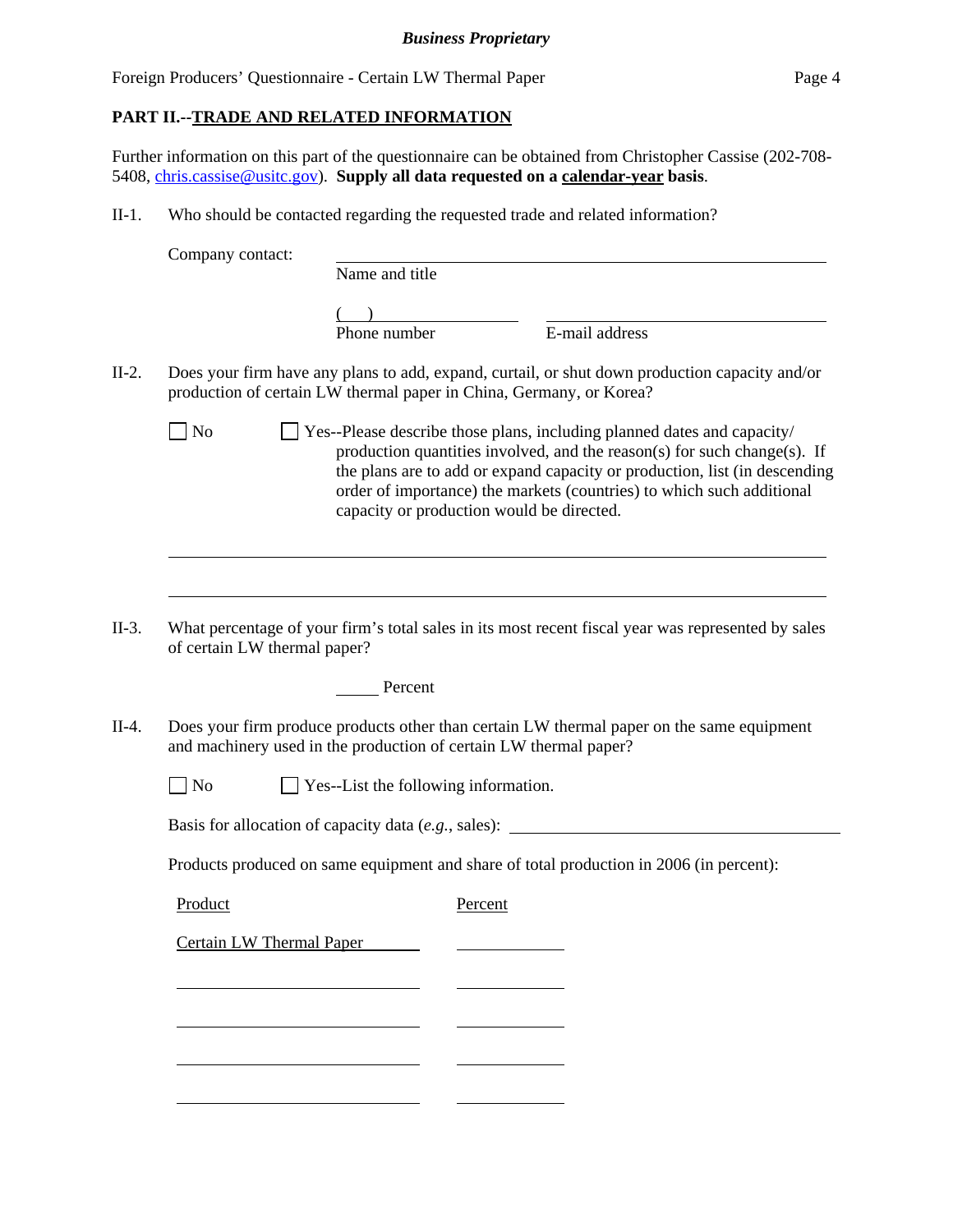**Business Proprietary**

## PART II.--TRADE AND RELATED INFORMATION

Further information on this part of the questionnaire can be obtained from Christopher Cassise (202-708-5408, chris.cassise@usitc.gov). **Supply all data requested on a calendar-year basis**.

II-1. Who should be contacted regarding the requested trade and related information?

Company contact: ______________________________
Name and title

(    ) ____________________    ______________________________
Phone number    E-mail address

II-2. Does your firm have any plans to add, expand, curtail, or shut down production capacity and/or production of certain LW thermal paper in China, Germany, or Korea?

☐ No    ☐ Yes--Please describe those plans, including planned dates and capacity/production quantities involved, and the reason(s) for such change(s). If the plans are to add or expand capacity or production, list (in descending order of importance) the markets (countries) to which such additional capacity or production would be directed.

______________________________________________________________

______________________________________________________________

II-3. What percentage of your firm's total sales in its most recent fiscal year was represented by sales of certain LW thermal paper?

_____ Percent

II-4. Does your firm produce products other than certain LW thermal paper on the same equipment and machinery used in the production of certain LW thermal paper?

☐ No    ☐ Yes--List the following information.

Basis for allocation of capacity data (*e.g.*, sales): ______________________________

Products produced on same equipment and share of total production in 2006 (in percent):

| Product | Percent |
|---|---|
| Certain LW Thermal Paper | |
| | |
| | |
| | |
| | |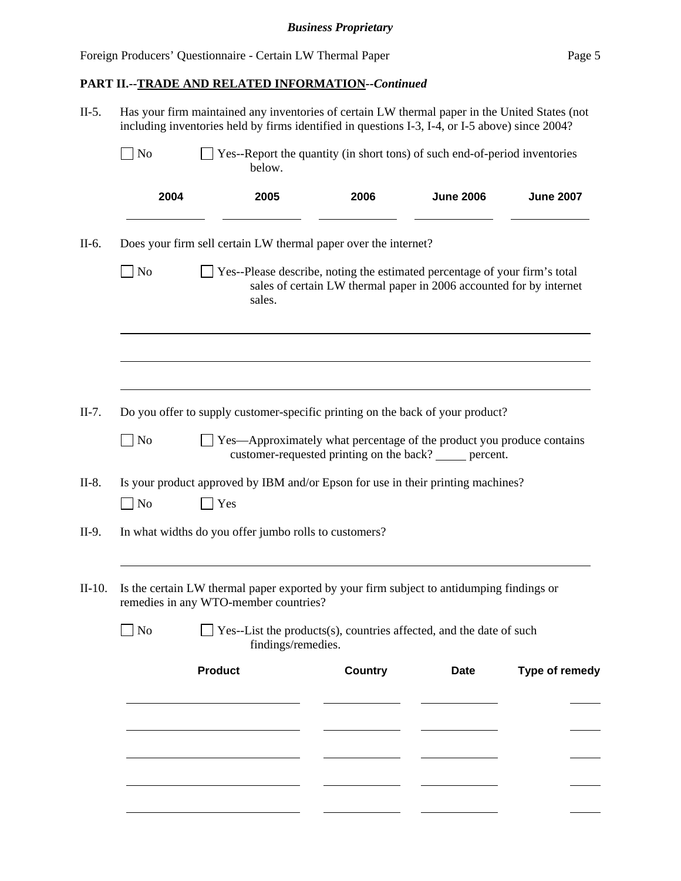## PART II.--TRADE AND RELATED INFORMATION--*Continued*

II-5. Has your firm maintained any inventories of certain LW thermal paper in the United States (not including inventories held by firms identified in questions I-3, I-4, or I-5 above) since 2004?

☐ No ☐ Yes--Report the quantity (in short tons) of such end-of-period inventories below.

| 2004 | 2005 | 2006 | June 2006 | June 2007 |
|---|---|---|---|---|
| | | | | |

II-6. Does your firm sell certain LW thermal paper over the internet?

☐ No ☐ Yes--Please describe, noting the estimated percentage of your firm's total sales of certain LW thermal paper in 2006 accounted for by internet sales.

______________________________________________

______________________________________________

______________________________________________

II-7. Do you offer to supply customer-specific printing on the back of your product?

☐ No ☐ Yes—Approximately what percentage of the product you produce contains customer-requested printing on the back? _____ percent.

II-8. Is your product approved by IBM and/or Epson for use in their printing machines?

☐ No ☐ Yes

II-9. In what widths do you offer jumbo rolls to customers?

______________________________________________

II-10. Is the certain LW thermal paper exported by your firm subject to antidumping findings or remedies in any WTO-member countries?

☐ No ☐ Yes--List the products(s), countries affected, and the date of such findings/remedies.

| Product | Country | Date | Type of remedy |
|---|---|---|---|
| | | | |
| | | | |
| | | | |
| | | | |
| | | | |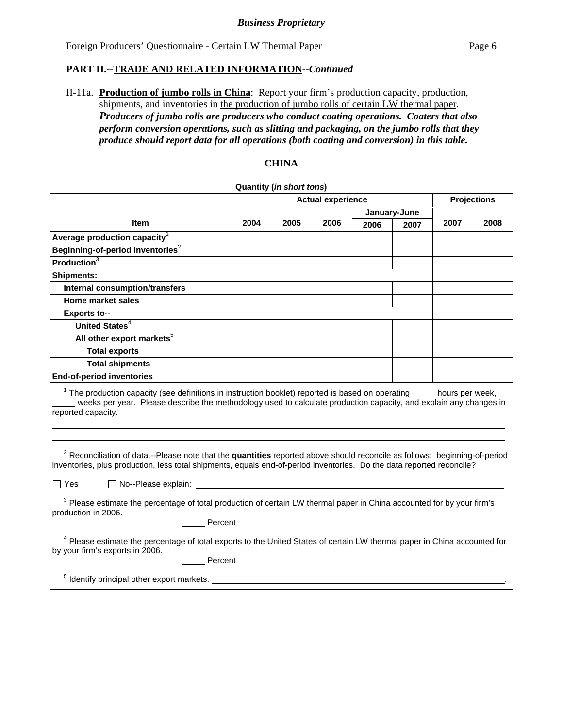*Business Proprietary*

Foreign Producers' Questionnaire - Certain LW Thermal Paper

**PART II.--TRADE AND RELATED INFORMATION--*Continued***

II-11a. **Production of jumbo rolls in China**: Report your firm's production capacity, production, shipments, and inventories in the production of jumbo rolls of certain LW thermal paper. ***Producers of jumbo rolls are producers who conduct coating operations. Coaters that also perform conversion operations, such as slitting and packaging, on the jumbo rolls that they produce should report data for all operations (both coating and conversion) in this table.***

**CHINA**

| Quantity (*in short tons*) | | | | | | | |
|---|---|---|---|---|---|---|---|
| | Actual experience | | | | | Projections | |
| | | | | January-June | | | |
| **Item** | **2004** | **2005** | **2006** | **2006** | **2007** | **2007** | **2008** |
| **Average production capacity**[1] | | | | | | | |
| **Beginning-of-period inventories**[2] | | | | | | | |
| **Production**[3] | | | | | | | |
| **Shipments:** | | | | | | | |
| **Internal consumption/transfers** | | | | | | | |
| **Home market sales** | | | | | | | |
| **Exports to--** | | | | | | | |
| **United States**[4] | | | | | | | |
| **All other export markets**[5] | | | | | | | |
| **Total exports** | | | | | | | |
| **Total shipments** | | | | | | | |
| **End-of-period inventories** | | | | | | | |

[1] The production capacity (see definitions in instruction booklet) reported is based on operating _____ hours per week, _____ weeks per year. Please describe the methodology used to calculate production capacity, and explain any changes in reported capacity.

______________________________________________________________________

______________________________________________________________________

[2] Reconciliation of data.--Please note that the **quantities** reported above should reconcile as follows: beginning-of-period inventories, plus production, less total shipments, equals end-of-period inventories. Do the data reported reconcile?

☐ Yes ☐ No--Please explain: ______________________________________________

[3] Please estimate the percentage of total production of certain LW thermal paper in China accounted for by your firm's production in 2006.

_____ Percent

[4] Please estimate the percentage of total exports to the United States of certain LW thermal paper in China accounted for by your firm's exports in 2006.

_____ Percent

[5] Identify principal other export markets. ______________________________________________.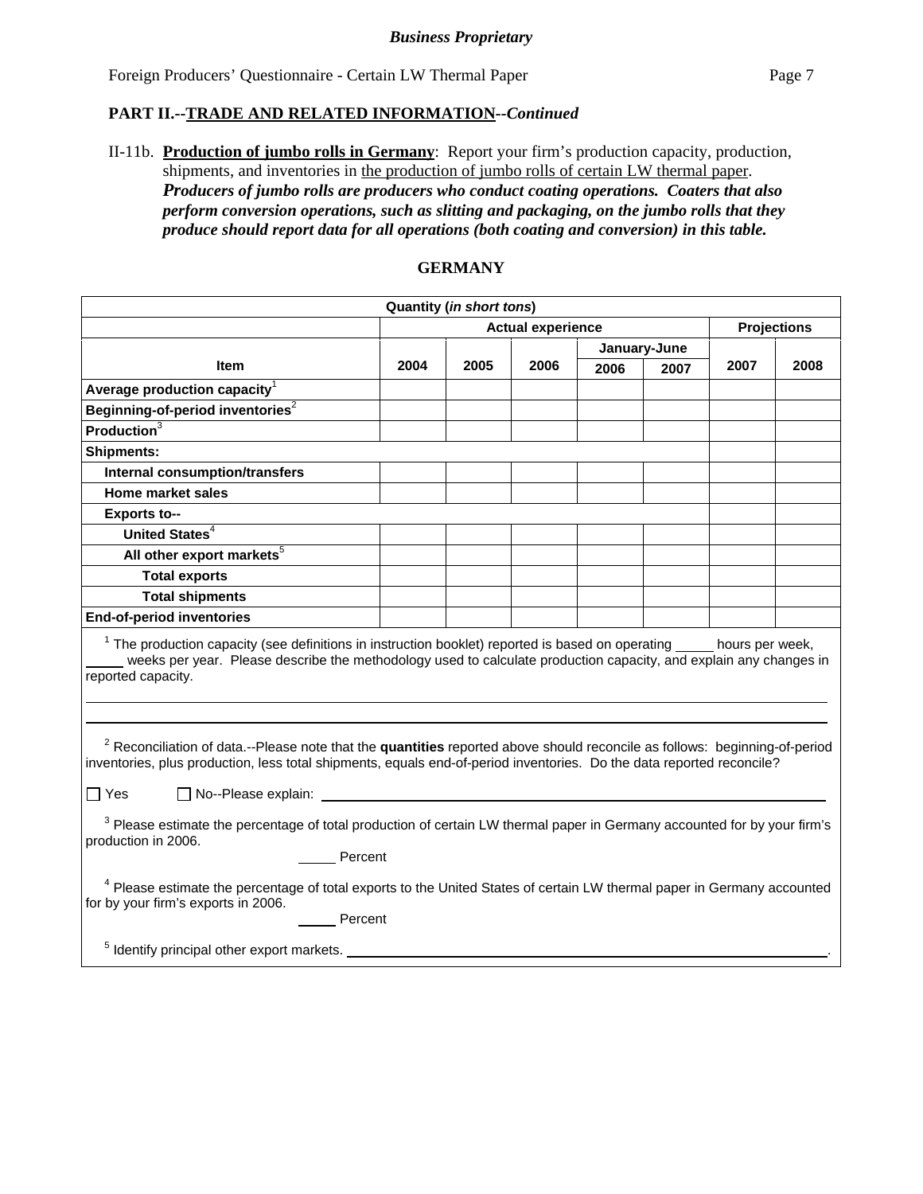**PART II.--TRADE AND RELATED INFORMATION--*Continued***

II-11b. **Production of jumbo rolls in Germany**: Report your firm's production capacity, production, shipments, and inventories in the production of jumbo rolls of certain LW thermal paper. ***Producers of jumbo rolls are producers who conduct coating operations. Coaters that also perform conversion operations, such as slitting and packaging, on the jumbo rolls that they produce should report data for all operations (both coating and conversion) in this table.***

**GERMANY**

| Quantity (*in short tons*) | | | | | | | |
|---|---|---|---|---|---|---|---|
| | Actual experience | | | | | Projections | |
| | | | | January-June | | | |
| **Item** | **2004** | **2005** | **2006** | **2006** | **2007** | **2007** | **2008** |
| **Average production capacity**[1] | | | | | | | |
| **Beginning-of-period inventories**[2] | | | | | | | |
| **Production**[3] | | | | | | | |
| **Shipments:** | | | | | | | |
| **Internal consumption/transfers** | | | | | | | |
| **Home market sales** | | | | | | | |
| **Exports to--** | | | | | | | |
| **United States**[4] | | | | | | | |
| **All other export markets**[5] | | | | | | | |
| **Total exports** | | | | | | | |
| **Total shipments** | | | | | | | |
| **End-of-period inventories** | | | | | | | |

[1] The production capacity (see definitions in instruction booklet) reported is based on operating _____ hours per week, _____ weeks per year. Please describe the methodology used to calculate production capacity, and explain any changes in reported capacity.

______________________________________________________________________

______________________________________________________________________

[2] Reconciliation of data.--Please note that the **quantities** reported above should reconcile as follows: beginning-of-period inventories, plus production, less total shipments, equals end-of-period inventories. Do the data reported reconcile?

☐ Yes ☐ No--Please explain: ____________________________________________

[3] Please estimate the percentage of total production of certain LW thermal paper in Germany accounted for by your firm's production in 2006.

_____ Percent

[4] Please estimate the percentage of total exports to the United States of certain LW thermal paper in Germany accounted for by your firm's exports in 2006.

_____ Percent

[5] Identify principal other export markets. ____________________________________________.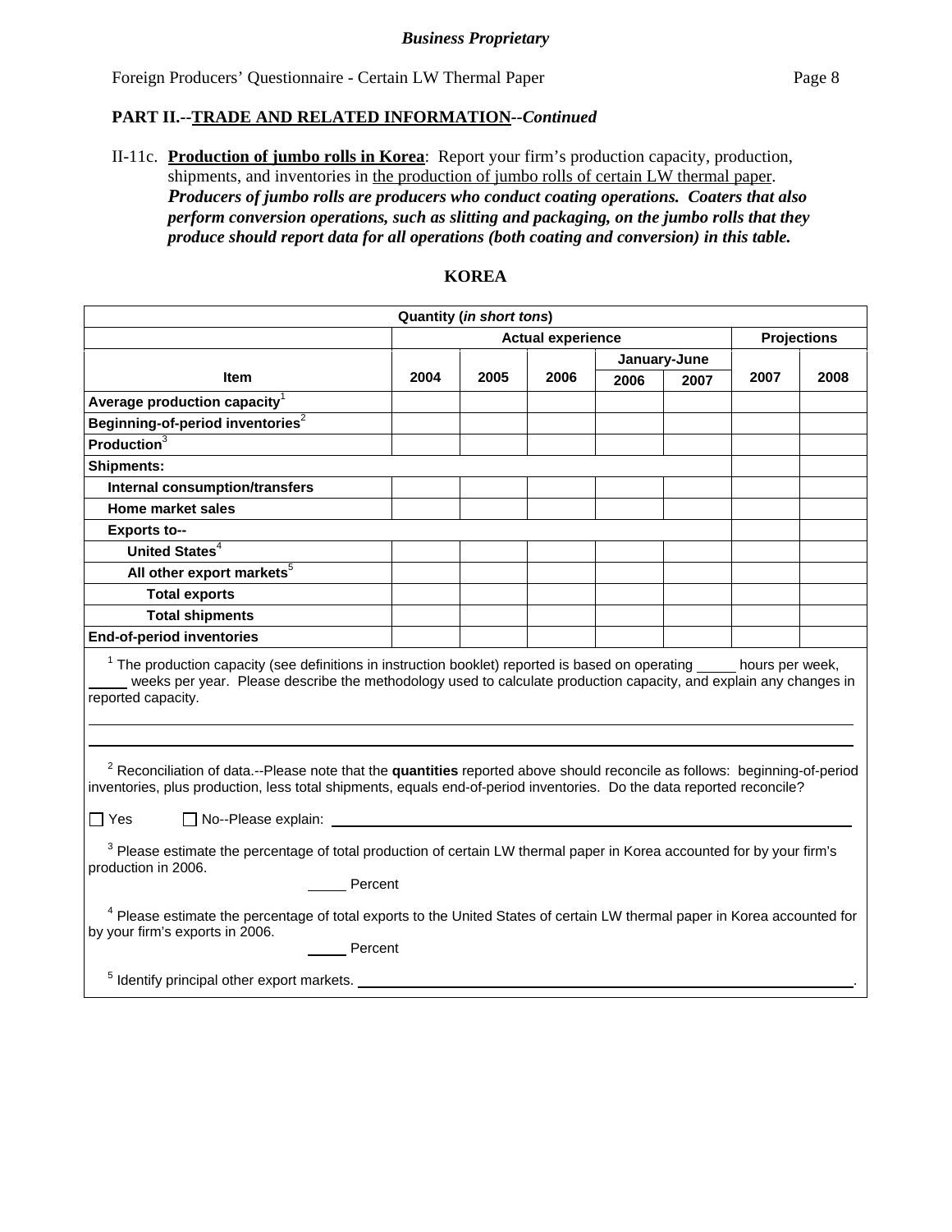**PART II.--TRADE AND RELATED INFORMATION--*Continued***

II-11c. **Production of jumbo rolls in Korea**: Report your firm's production capacity, production, shipments, and inventories in the production of jumbo rolls of certain LW thermal paper. ***Producers of jumbo rolls are producers who conduct coating operations. Coaters that also perform conversion operations, such as slitting and packaging, on the jumbo rolls that they produce should report data for all operations (both coating and conversion) in this table.***

**KOREA**

| Quantity (*in short tons*) | | | | | | | |
|---|---|---|---|---|---|---|---|
| | Actual experience | | | | | Projections | |
| Item | 2004 | 2005 | 2006 | January-June 2006 | January-June 2007 | 2007 | 2008 |
| **Average production capacity**[1] | | | | | | | |
| **Beginning-of-period inventories**[2] | | | | | | | |
| **Production**[3] | | | | | | | |
| **Shipments:** | | | | | | | |
| **Internal consumption/transfers** | | | | | | | |
| **Home market sales** | | | | | | | |
| **Exports to--** | | | | | | | |
| **United States**[4] | | | | | | | |
| **All other export markets**[5] | | | | | | | |
| **Total exports** | | | | | | | |
| **Total shipments** | | | | | | | |
| **End-of-period inventories** | | | | | | | |

[1] The production capacity (see definitions in instruction booklet) reported is based on operating _____ hours per week, _____ weeks per year. Please describe the methodology used to calculate production capacity, and explain any changes in reported capacity.

_______________________________________________

_______________________________________________

[2] Reconciliation of data.--Please note that the **quantities** reported above should reconcile as follows: beginning-of-period inventories, plus production, less total shipments, equals end-of-period inventories. Do the data reported reconcile?

☐ Yes ☐ No--Please explain: _______________________________________________

[3] Please estimate the percentage of total production of certain LW thermal paper in Korea accounted for by your firm's production in 2006.

_____ Percent

[4] Please estimate the percentage of total exports to the United States of certain LW thermal paper in Korea accounted for by your firm's exports in 2006.

_____ Percent

[5] Identify principal other export markets. _______________________________________________.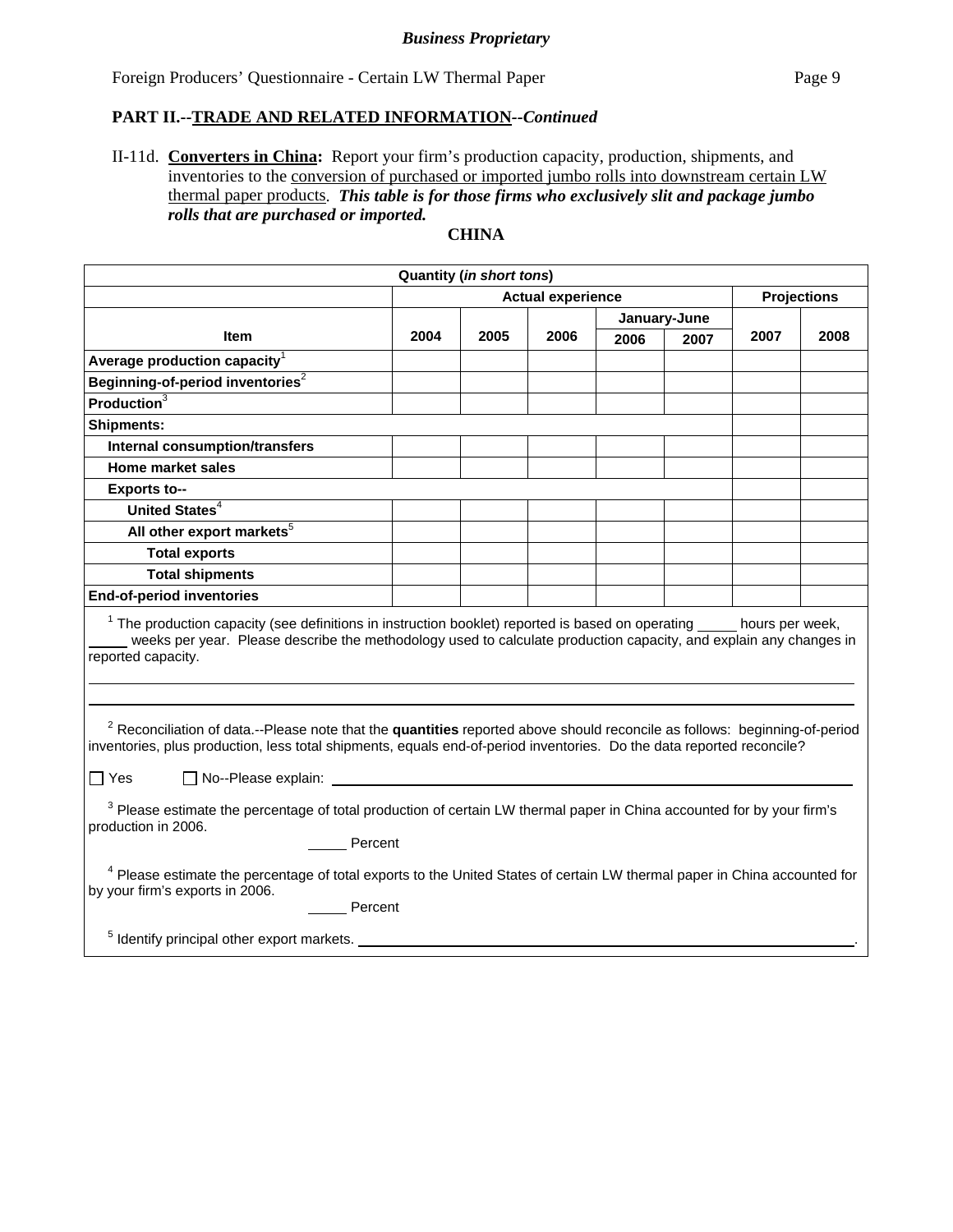*Business Proprietary*

## PART II.--TRADE AND RELATED INFORMATION--*Continued*

II-11d. **Converters in China:** Report your firm's production capacity, production, shipments, and inventories to the conversion of purchased or imported jumbo rolls into downstream certain LW thermal paper products. ***This table is for those firms who exclusively slit and package jumbo rolls that are purchased or imported.***

**CHINA**

| Quantity (*in short tons*) | | | | | | | |
|---|---|---|---|---|---|---|---|
| | Actual experience | | | | | Projections | |
| | | | | January-June | | | |
| Item | 2004 | 2005 | 2006 | 2006 | 2007 | 2007 | 2008 |
| Average production capacity[1] | | | | | | | |
| Beginning-of-period inventories[2] | | | | | | | |
| Production[3] | | | | | | | |
| Shipments: | | | | | | | |
| Internal consumption/transfers | | | | | | | |
| Home market sales | | | | | | | |
| Exports to-- | | | | | | | |
| United States[4] | | | | | | | |
| All other export markets[5] | | | | | | | |
| Total exports | | | | | | | |
| Total shipments | | | | | | | |
| End-of-period inventories | | | | | | | |

[1] The production capacity (see definitions in instruction booklet) reported is based on operating _____ hours per week, _____ weeks per year. Please describe the methodology used to calculate production capacity, and explain any changes in reported capacity.

___________________________________________________________

___________________________________________________________

[2] Reconciliation of data.--Please note that the **quantities** reported above should reconcile as follows: beginning-of-period inventories, plus production, less total shipments, equals end-of-period inventories. Do the data reported reconcile?

☐ Yes ☐ No--Please explain: ___________________________________________

[3] Please estimate the percentage of total production of certain LW thermal paper in China accounted for by your firm's production in 2006.

_____ Percent

[4] Please estimate the percentage of total exports to the United States of certain LW thermal paper in China accounted for by your firm's exports in 2006.

_____ Percent

[5] Identify principal other export markets. ___________________________________________.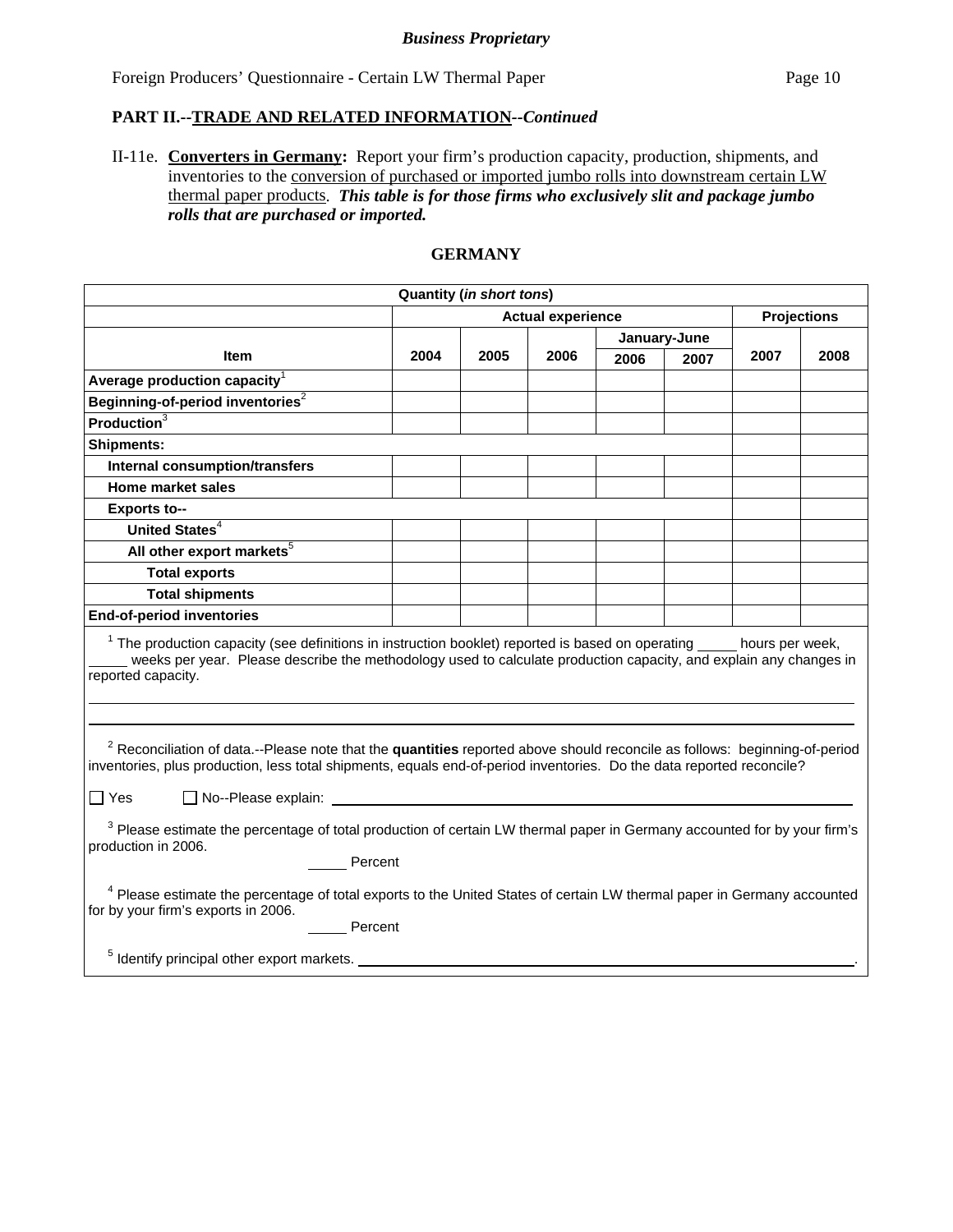*Business Proprietary*

Foreign Producers' Questionnaire - Certain LW Thermal Paper

**PART II.--TRADE AND RELATED INFORMATION--*Continued***

II-11e. **Converters in Germany:** Report your firm's production capacity, production, shipments, and inventories to the conversion of purchased or imported jumbo rolls into downstream certain LW thermal paper products. ***This table is for those firms who exclusively slit and package jumbo rolls that are purchased or imported.***

**GERMANY**

| Quantity (*in short tons*) | | | | | | | |
|---|---|---|---|---|---|---|---|
| | Actual experience | | | | | Projections | |
| | | | | January-June | | | |
| **Item** | **2004** | **2005** | **2006** | **2006** | **2007** | **2007** | **2008** |
| **Average production capacity**[1] | | | | | | | |
| **Beginning-of-period inventories**[2] | | | | | | | |
| **Production**[3] | | | | | | | |
| **Shipments:** | | | | | | | |
| **Internal consumption/transfers** | | | | | | | |
| **Home market sales** | | | | | | | |
| **Exports to--** | | | | | | | |
| **United States**[4] | | | | | | | |
| **All other export markets**[5] | | | | | | | |
| **Total exports** | | | | | | | |
| **Total shipments** | | | | | | | |
| **End-of-period inventories** | | | | | | | |

[1] The production capacity (see definitions in instruction booklet) reported is based on operating _____ hours per week, _____ weeks per year. Please describe the methodology used to calculate production capacity, and explain any changes in reported capacity.

______________________________________________________________________

______________________________________________________________________

[2] Reconciliation of data.--Please note that the **quantities** reported above should reconcile as follows: beginning-of-period inventories, plus production, less total shipments, equals end-of-period inventories. Do the data reported reconcile?

☐ Yes ☐ No--Please explain: ______________________________________________

[3] Please estimate the percentage of total production of certain LW thermal paper in Germany accounted for by your firm's production in 2006.

_____ Percent

[4] Please estimate the percentage of total exports to the United States of certain LW thermal paper in Germany accounted for by your firm's exports in 2006.

_____ Percent

[5] Identify principal other export markets. ______________________________________________.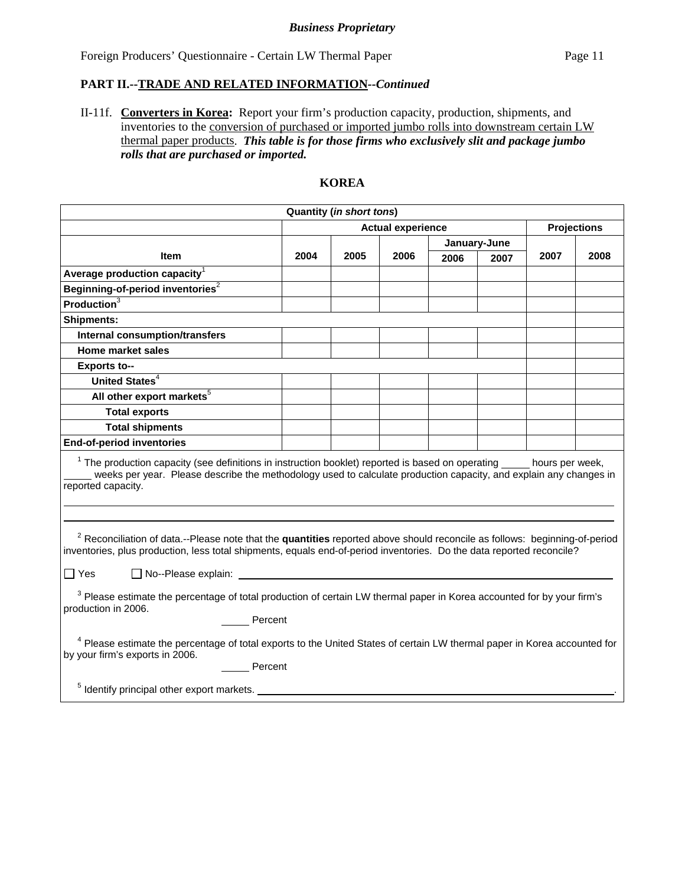*Business Proprietary*

Foreign Producers' Questionnaire - Certain LW Thermal Paper

**PART II.--TRADE AND RELATED INFORMATION--*Continued***

II-11f. **Converters in Korea:** Report your firm's production capacity, production, shipments, and inventories to the conversion of purchased or imported jumbo rolls into downstream certain LW thermal paper products. ***This table is for those firms who exclusively slit and package jumbo rolls that are purchased or imported.***

**KOREA**

| Quantity (*in short tons*) | | | | | | | |
|---|---|---|---|---|---|---|---|
| | Actual experience | | | | | Projections | |
| | | | | January-June | | | |
| Item | 2004 | 2005 | 2006 | 2006 | 2007 | 2007 | 2008 |
| Average production capacity[1] | | | | | | | |
| Beginning-of-period inventories[2] | | | | | | | |
| Production[3] | | | | | | | |
| Shipments: | | | | | | | |
| Internal consumption/transfers | | | | | | | |
| Home market sales | | | | | | | |
| Exports to-- | | | | | | | |
| United States[4] | | | | | | | |
| All other export markets[5] | | | | | | | |
| Total exports | | | | | | | |
| Total shipments | | | | | | | |
| End-of-period inventories | | | | | | | |

[1] The production capacity (see definitions in instruction booklet) reported is based on operating _____ hours per week, _____ weeks per year. Please describe the methodology used to calculate production capacity, and explain any changes in reported capacity.

______________________________________________________________________

______________________________________________________________________

[2] Reconciliation of data.--Please note that the **quantities** reported above should reconcile as follows: beginning-of-period inventories, plus production, less total shipments, equals end-of-period inventories. Do the data reported reconcile?

☐ Yes ☐ No--Please explain: ______________________________________________

[3] Please estimate the percentage of total production of certain LW thermal paper in Korea accounted for by your firm's production in 2006.

_____ Percent

[4] Please estimate the percentage of total exports to the United States of certain LW thermal paper in Korea accounted for by your firm's exports in 2006.

_____ Percent

[5] Identify principal other export markets. ______________________________________________.